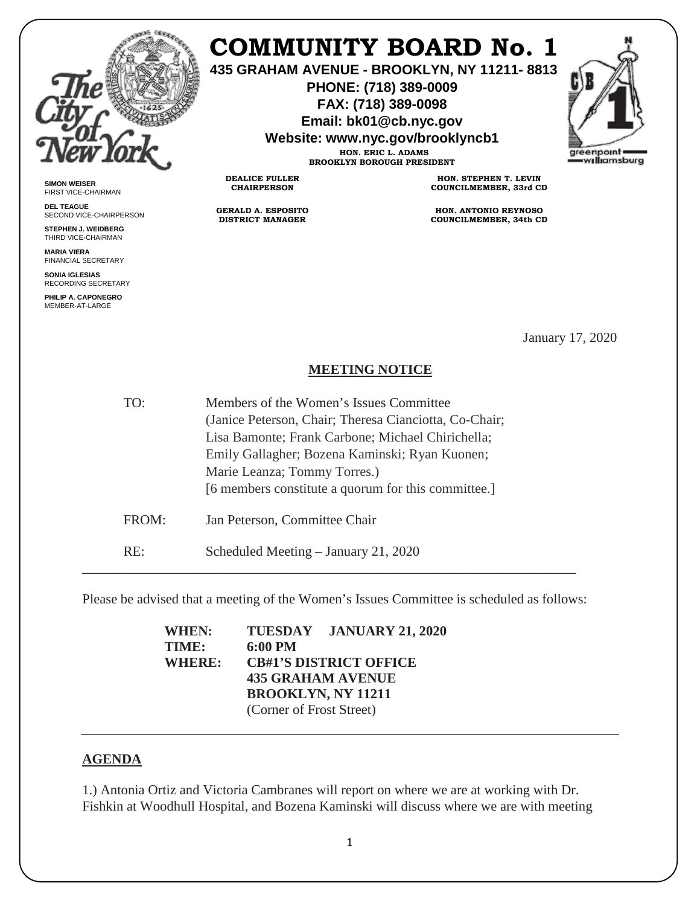# COMMUNITY BOARD No. 1

**435 GRAHAM AVENUE - BROOKLYN, NY 11211- 8813**
**PHONE: (718) 389-0009**
**FAX: (718) 389-0098**
**Email: bk01@cb.nyc.gov**
**Website: www.nyc.gov/brooklyncb1**

**HON. ERIC L. ADAMS**
**BROOKLYN BOROUGH PRESIDENT**

**DEALICE FULLER**
**CHAIRPERSON**

**GERALD A. ESPOSITO**
**DISTRICT MANAGER**

**HON. STEPHEN T. LEVIN**
**COUNCILMEMBER, 33rd CD**

**HON. ANTONIO REYNOSO**
**COUNCILMEMBER, 34th CD**

**SIMON WEISER**
FIRST VICE-CHAIRMAN

**DEL TEAGUE**
SECOND VICE-CHAIRPERSON

**STEPHEN J. WEIDBERG**
THIRD VICE-CHAIRMAN

**MARIA VIERA**
FINANCIAL SECRETARY

**SONIA IGLESIAS**
RECORDING SECRETARY

**PHILIP A. CAPONEGRO**
MEMBER-AT-LARGE

January 17, 2020

## MEETING NOTICE

TO: Members of the Women's Issues Committee
(Janice Peterson, Chair; Theresa Cianciotta, Co-Chair; Lisa Bamonte; Frank Carbone; Michael Chirichella; Emily Gallagher; Bozena Kaminski; Ryan Kuonen; Marie Leanza; Tommy Torres.)
[6 members constitute a quorum for this committee.]

FROM: Jan Peterson, Committee Chair

RE: Scheduled Meeting – January 21, 2020

---

Please be advised that a meeting of the Women's Issues Committee is scheduled as follows:

**WHEN:** **TUESDAY JANUARY 21, 2020**
**TIME:** **6:00 PM**
**WHERE:** **CB#1'S DISTRICT OFFICE**
**435 GRAHAM AVENUE**
**BROOKLYN, NY 11211**
(Corner of Frost Street)

---

## AGENDA

1.) Antonia Ortiz and Victoria Cambranes will report on where we are at working with Dr. Fishkin at Woodhull Hospital, and Bozena Kaminski will discuss where we are with meeting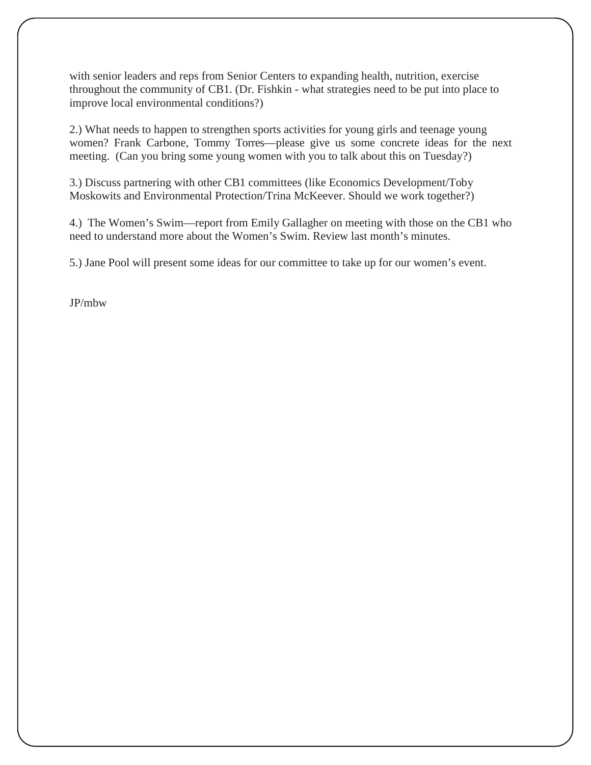with senior leaders and reps from Senior Centers to expanding health, nutrition, exercise throughout the community of CB1. (Dr. Fishkin - what strategies need to be put into place to improve local environmental conditions?)

2.) What needs to happen to strengthen sports activities for young girls and teenage young women? Frank Carbone, Tommy Torres—please give us some concrete ideas for the next meeting. (Can you bring some young women with you to talk about this on Tuesday?)

3.) Discuss partnering with other CB1 committees (like Economics Development/Toby Moskowits and Environmental Protection/Trina McKeever. Should we work together?)

4.) The Women's Swim—report from Emily Gallagher on meeting with those on the CB1 who need to understand more about the Women's Swim. Review last month's minutes.

5.) Jane Pool will present some ideas for our committee to take up for our women's event.

JP/mbw